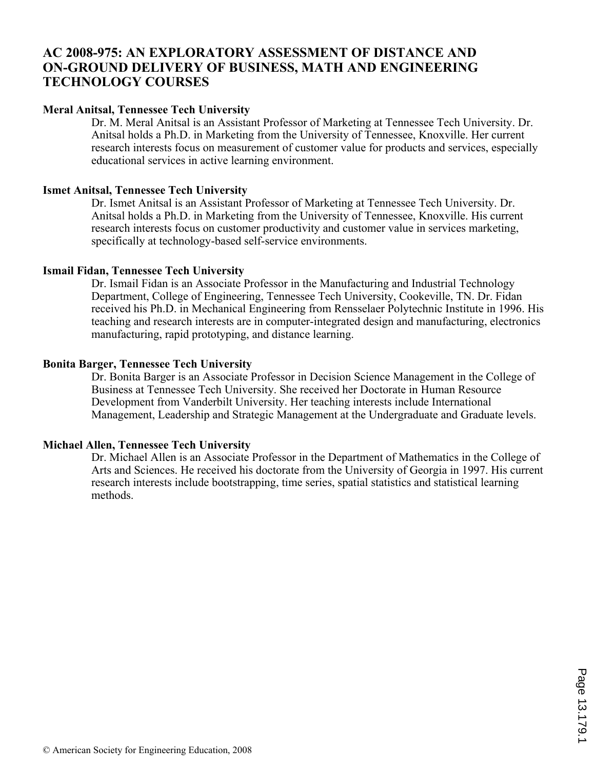# AC 2008-975: AN EXPLORATORY ASSESSMENT OF DISTANCE AND ON-GROUND DELIVERY OF BUSINESS, MATH AND ENGINEERING TECHNOLOGY COURSES

**Meral Anitsal, Tennessee Tech University**

Dr. M. Meral Anitsal is an Assistant Professor of Marketing at Tennessee Tech University. Dr. Anitsal holds a Ph.D. in Marketing from the University of Tennessee, Knoxville. Her current research interests focus on measurement of customer value for products and services, especially educational services in active learning environment.

**Ismet Anitsal, Tennessee Tech University**

Dr. Ismet Anitsal is an Assistant Professor of Marketing at Tennessee Tech University. Dr. Anitsal holds a Ph.D. in Marketing from the University of Tennessee, Knoxville. His current research interests focus on customer productivity and customer value in services marketing, specifically at technology-based self-service environments.

**Ismail Fidan, Tennessee Tech University**

Dr. Ismail Fidan is an Associate Professor in the Manufacturing and Industrial Technology Department, College of Engineering, Tennessee Tech University, Cookeville, TN. Dr. Fidan received his Ph.D. in Mechanical Engineering from Rensselaer Polytechnic Institute in 1996. His teaching and research interests are in computer-integrated design and manufacturing, electronics manufacturing, rapid prototyping, and distance learning.

**Bonita Barger, Tennessee Tech University**

Dr. Bonita Barger is an Associate Professor in Decision Science Management in the College of Business at Tennessee Tech University. She received her Doctorate in Human Resource Development from Vanderbilt University. Her teaching interests include International Management, Leadership and Strategic Management at the Undergraduate and Graduate levels.

**Michael Allen, Tennessee Tech University**

Dr. Michael Allen is an Associate Professor in the Department of Mathematics in the College of Arts and Sciences. He received his doctorate from the University of Georgia in 1997. His current research interests include bootstrapping, time series, spatial statistics and statistical learning methods.

© American Society for Engineering Education, 2008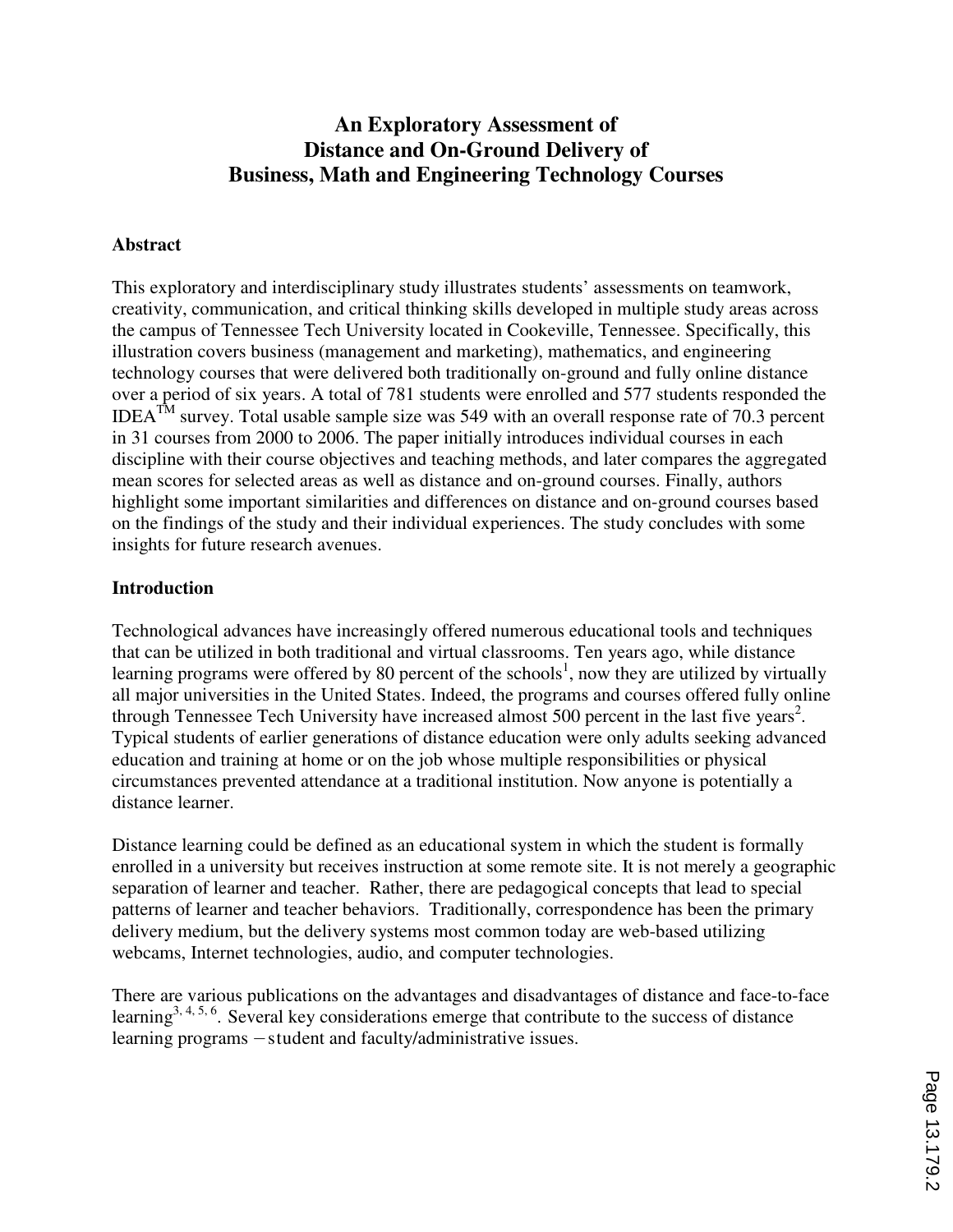# An Exploratory Assessment of Distance and On-Ground Delivery of Business, Math and Engineering Technology Courses

## Abstract

This exploratory and interdisciplinary study illustrates students' assessments on teamwork, creativity, communication, and critical thinking skills developed in multiple study areas across the campus of Tennessee Tech University located in Cookeville, Tennessee. Specifically, this illustration covers business (management and marketing), mathematics, and engineering technology courses that were delivered both traditionally on-ground and fully online distance over a period of six years. A total of 781 students were enrolled and 577 students responded the IDEA™ survey. Total usable sample size was 549 with an overall response rate of 70.3 percent in 31 courses from 2000 to 2006. The paper initially introduces individual courses in each discipline with their course objectives and teaching methods, and later compares the aggregated mean scores for selected areas as well as distance and on-ground courses. Finally, authors highlight some important similarities and differences on distance and on-ground courses based on the findings of the study and their individual experiences. The study concludes with some insights for future research avenues.

## Introduction

Technological advances have increasingly offered numerous educational tools and techniques that can be utilized in both traditional and virtual classrooms. Ten years ago, while distance learning programs were offered by 80 percent of the schools[1], now they are utilized by virtually all major universities in the United States. Indeed, the programs and courses offered fully online through Tennessee Tech University have increased almost 500 percent in the last five years[2]. Typical students of earlier generations of distance education were only adults seeking advanced education and training at home or on the job whose multiple responsibilities or physical circumstances prevented attendance at a traditional institution. Now anyone is potentially a distance learner.

Distance learning could be defined as an educational system in which the student is formally enrolled in a university but receives instruction at some remote site. It is not merely a geographic separation of learner and teacher. Rather, there are pedagogical concepts that lead to special patterns of learner and teacher behaviors. Traditionally, correspondence has been the primary delivery medium, but the delivery systems most common today are web-based utilizing webcams, Internet technologies, audio, and computer technologies.

There are various publications on the advantages and disadvantages of distance and face-to-face learning[3, 4, 5, 6]. Several key considerations emerge that contribute to the success of distance learning programs – student and faculty/administrative issues.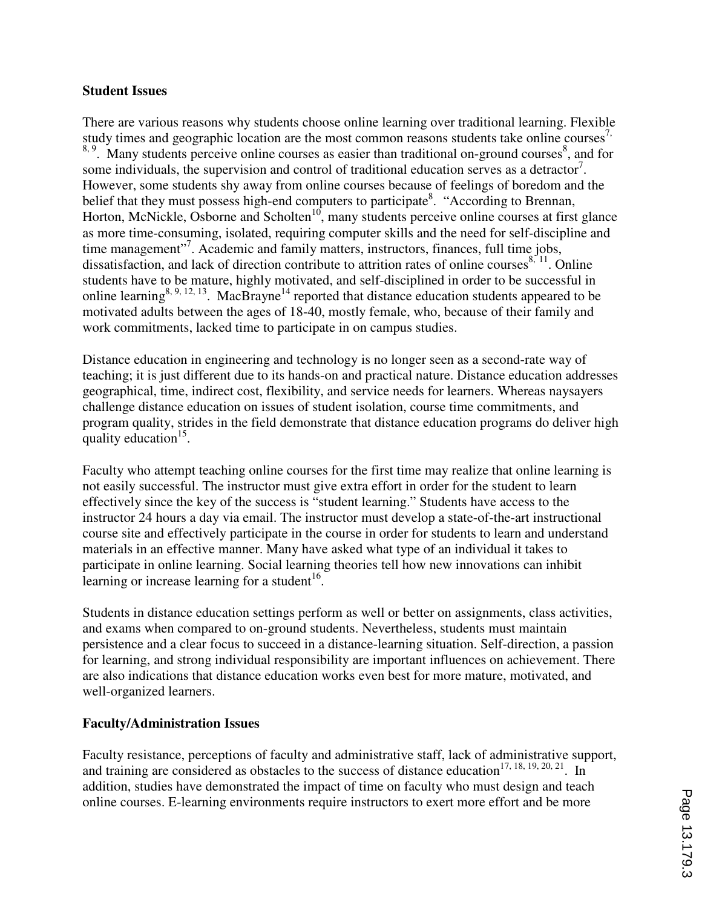**Student Issues**

There are various reasons why students choose online learning over traditional learning. Flexible study times and geographic location are the most common reasons students take online courses[7, 8, 9]. Many students perceive online courses as easier than traditional on-ground courses[8], and for some individuals, the supervision and control of traditional education serves as a detractor[7]. However, some students shy away from online courses because of feelings of boredom and the belief that they must possess high-end computers to participate[8]. "According to Brennan, Horton, McNickle, Osborne and Scholten[10], many students perceive online courses at first glance as more time-consuming, isolated, requiring computer skills and the need for self-discipline and time management"[7]. Academic and family matters, instructors, finances, full time jobs, dissatisfaction, and lack of direction contribute to attrition rates of online courses[8, 11]. Online students have to be mature, highly motivated, and self-disciplined in order to be successful in online learning[8, 9, 12, 13]. MacBrayne[14] reported that distance education students appeared to be motivated adults between the ages of 18-40, mostly female, who, because of their family and work commitments, lacked time to participate in on campus studies.

Distance education in engineering and technology is no longer seen as a second-rate way of teaching; it is just different due to its hands-on and practical nature. Distance education addresses geographical, time, indirect cost, flexibility, and service needs for learners. Whereas naysayers challenge distance education on issues of student isolation, course time commitments, and program quality, strides in the field demonstrate that distance education programs do deliver high quality education[15].

Faculty who attempt teaching online courses for the first time may realize that online learning is not easily successful. The instructor must give extra effort in order for the student to learn effectively since the key of the success is "student learning." Students have access to the instructor 24 hours a day via email. The instructor must develop a state-of-the-art instructional course site and effectively participate in the course in order for students to learn and understand materials in an effective manner. Many have asked what type of an individual it takes to participate in online learning. Social learning theories tell how new innovations can inhibit learning or increase learning for a student[16].

Students in distance education settings perform as well or better on assignments, class activities, and exams when compared to on-ground students. Nevertheless, students must maintain persistence and a clear focus to succeed in a distance-learning situation. Self-direction, a passion for learning, and strong individual responsibility are important influences on achievement. There are also indications that distance education works even best for more mature, motivated, and well-organized learners.

**Faculty/Administration Issues**

Faculty resistance, perceptions of faculty and administrative staff, lack of administrative support, and training are considered as obstacles to the success of distance education[17, 18, 19, 20, 21]. In addition, studies have demonstrated the impact of time on faculty who must design and teach online courses. E-learning environments require instructors to exert more effort and be more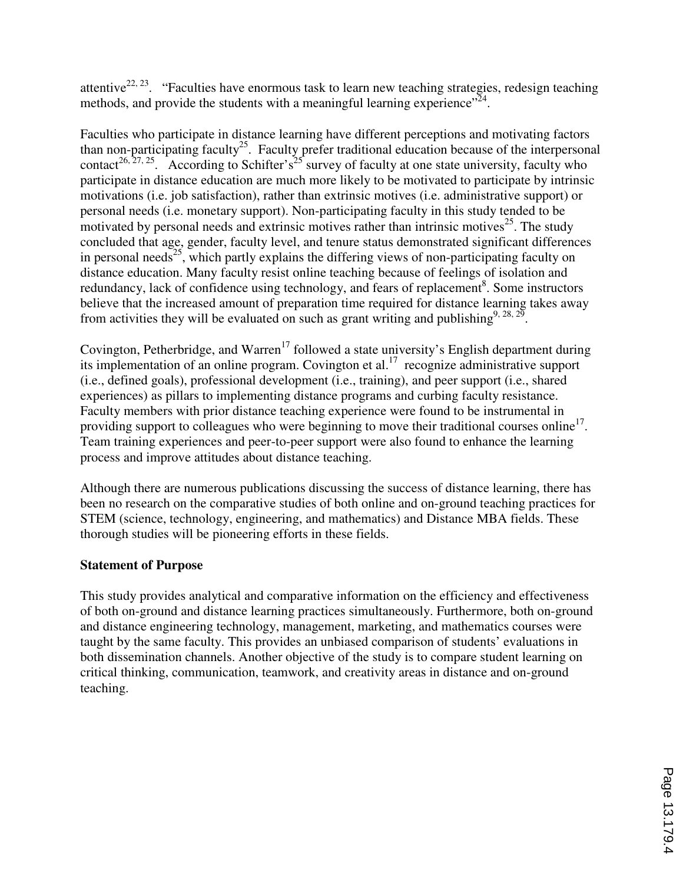attentive[22, 23]. "Faculties have enormous task to learn new teaching strategies, redesign teaching methods, and provide the students with a meaningful learning experience"[24].

Faculties who participate in distance learning have different perceptions and motivating factors than non-participating faculty[25]. Faculty prefer traditional education because of the interpersonal contact[26, 27, 25]. According to Schifter's[25] survey of faculty at one state university, faculty who participate in distance education are much more likely to be motivated to participate by intrinsic motivations (i.e. job satisfaction), rather than extrinsic motives (i.e. administrative support) or personal needs (i.e. monetary support). Non-participating faculty in this study tended to be motivated by personal needs and extrinsic motives rather than intrinsic motives[25]. The study concluded that age, gender, faculty level, and tenure status demonstrated significant differences in personal needs[25], which partly explains the differing views of non-participating faculty on distance education. Many faculty resist online teaching because of feelings of isolation and redundancy, lack of confidence using technology, and fears of replacement[8]. Some instructors believe that the increased amount of preparation time required for distance learning takes away from activities they will be evaluated on such as grant writing and publishing[9, 28, 29].

Covington, Petherbridge, and Warren[17] followed a state university's English department during its implementation of an online program. Covington et al.[17] recognize administrative support (i.e., defined goals), professional development (i.e., training), and peer support (i.e., shared experiences) as pillars to implementing distance programs and curbing faculty resistance. Faculty members with prior distance teaching experience were found to be instrumental in providing support to colleagues who were beginning to move their traditional courses online[17]. Team training experiences and peer-to-peer support were also found to enhance the learning process and improve attitudes about distance teaching.

Although there are numerous publications discussing the success of distance learning, there has been no research on the comparative studies of both online and on-ground teaching practices for STEM (science, technology, engineering, and mathematics) and Distance MBA fields. These thorough studies will be pioneering efforts in these fields.

**Statement of Purpose**

This study provides analytical and comparative information on the efficiency and effectiveness of both on-ground and distance learning practices simultaneously. Furthermore, both on-ground and distance engineering technology, management, marketing, and mathematics courses were taught by the same faculty. This provides an unbiased comparison of students' evaluations in both dissemination channels. Another objective of the study is to compare student learning on critical thinking, communication, teamwork, and creativity areas in distance and on-ground teaching.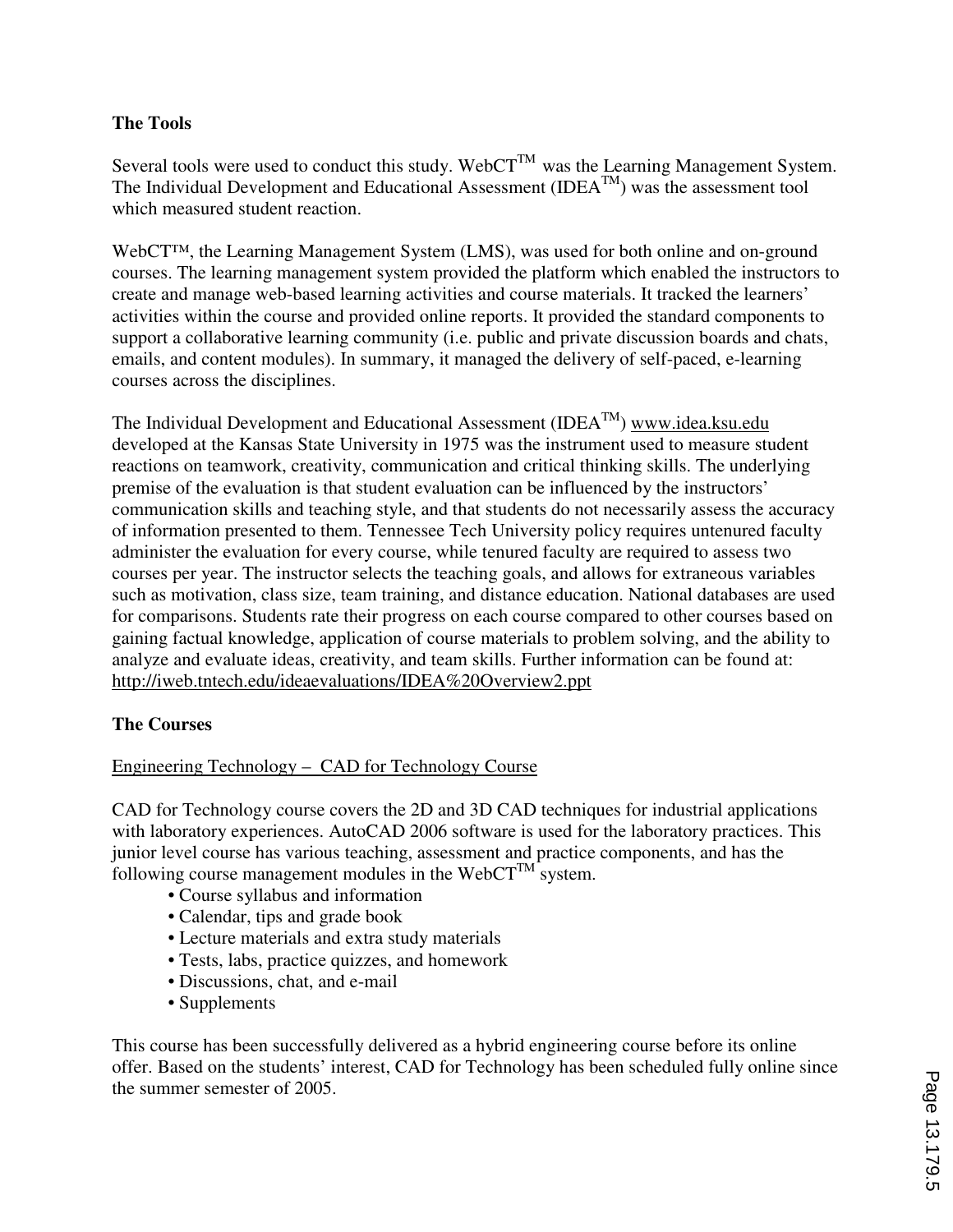**The Tools**

Several tools were used to conduct this study. WebCT$^{TM}$ was the Learning Management System. The Individual Development and Educational Assessment (IDEA$^{TM}$) was the assessment tool which measured student reaction.

WebCT™, the Learning Management System (LMS), was used for both online and on-ground courses. The learning management system provided the platform which enabled the instructors to create and manage web-based learning activities and course materials. It tracked the learners' activities within the course and provided online reports. It provided the standard components to support a collaborative learning community (i.e. public and private discussion boards and chats, emails, and content modules). In summary, it managed the delivery of self-paced, e-learning courses across the disciplines.

The Individual Development and Educational Assessment (IDEA$^{TM}$) www.idea.ksu.edu developed at the Kansas State University in 1975 was the instrument used to measure student reactions on teamwork, creativity, communication and critical thinking skills. The underlying premise of the evaluation is that student evaluation can be influenced by the instructors' communication skills and teaching style, and that students do not necessarily assess the accuracy of information presented to them. Tennessee Tech University policy requires untenured faculty administer the evaluation for every course, while tenured faculty are required to assess two courses per year. The instructor selects the teaching goals, and allows for extraneous variables such as motivation, class size, team training, and distance education. National databases are used for comparisons. Students rate their progress on each course compared to other courses based on gaining factual knowledge, application of course materials to problem solving, and the ability to analyze and evaluate ideas, creativity, and team skills. Further information can be found at: http://iweb.tntech.edu/ideaevaluations/IDEA%20Overview2.ppt

**The Courses**

Engineering Technology – CAD for Technology Course

CAD for Technology course covers the 2D and 3D CAD techniques for industrial applications with laboratory experiences. AutoCAD 2006 software is used for the laboratory practices. This junior level course has various teaching, assessment and practice components, and has the following course management modules in the WebCT$^{TM}$ system.

- Course syllabus and information
- Calendar, tips and grade book
- Lecture materials and extra study materials
- Tests, labs, practice quizzes, and homework
- Discussions, chat, and e-mail
- Supplements

This course has been successfully delivered as a hybrid engineering course before its online offer. Based on the students' interest, CAD for Technology has been scheduled fully online since the summer semester of 2005.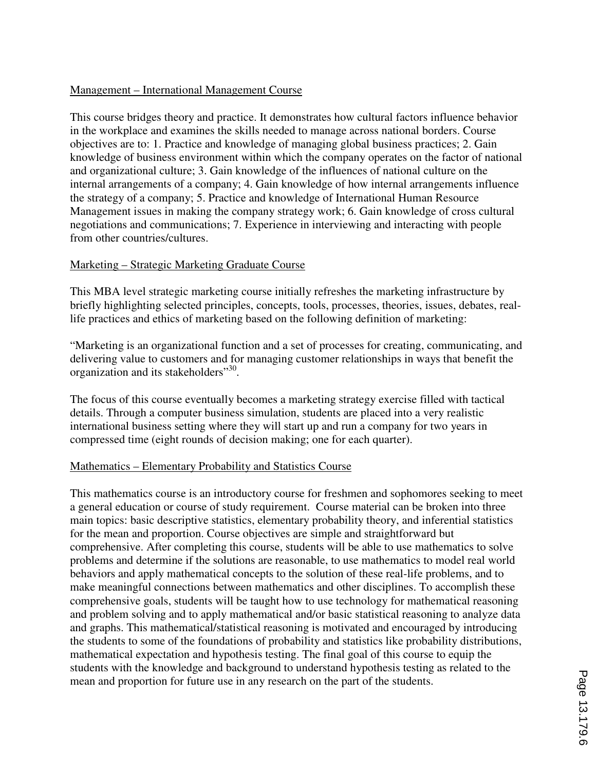Management – International Management Course

This course bridges theory and practice. It demonstrates how cultural factors influence behavior in the workplace and examines the skills needed to manage across national borders. Course objectives are to: 1. Practice and knowledge of managing global business practices; 2. Gain knowledge of business environment within which the company operates on the factor of national and organizational culture; 3. Gain knowledge of the influences of national culture on the internal arrangements of a company; 4. Gain knowledge of how internal arrangements influence the strategy of a company; 5. Practice and knowledge of International Human Resource Management issues in making the company strategy work; 6. Gain knowledge of cross cultural negotiations and communications; 7. Experience in interviewing and interacting with people from other countries/cultures.

Marketing – Strategic Marketing Graduate Course

This MBA level strategic marketing course initially refreshes the marketing infrastructure by briefly highlighting selected principles, concepts, tools, processes, theories, issues, debates, real-life practices and ethics of marketing based on the following definition of marketing:

"Marketing is an organizational function and a set of processes for creating, communicating, and delivering value to customers and for managing customer relationships in ways that benefit the organization and its stakeholders"[30].

The focus of this course eventually becomes a marketing strategy exercise filled with tactical details. Through a computer business simulation, students are placed into a very realistic international business setting where they will start up and run a company for two years in compressed time (eight rounds of decision making; one for each quarter).

Mathematics – Elementary Probability and Statistics Course

This mathematics course is an introductory course for freshmen and sophomores seeking to meet a general education or course of study requirement. Course material can be broken into three main topics: basic descriptive statistics, elementary probability theory, and inferential statistics for the mean and proportion. Course objectives are simple and straightforward but comprehensive. After completing this course, students will be able to use mathematics to solve problems and determine if the solutions are reasonable, to use mathematics to model real world behaviors and apply mathematical concepts to the solution of these real-life problems, and to make meaningful connections between mathematics and other disciplines. To accomplish these comprehensive goals, students will be taught how to use technology for mathematical reasoning and problem solving and to apply mathematical and/or basic statistical reasoning to analyze data and graphs. This mathematical/statistical reasoning is motivated and encouraged by introducing the students to some of the foundations of probability and statistics like probability distributions, mathematical expectation and hypothesis testing. The final goal of this course to equip the students with the knowledge and background to understand hypothesis testing as related to the mean and proportion for future use in any research on the part of the students.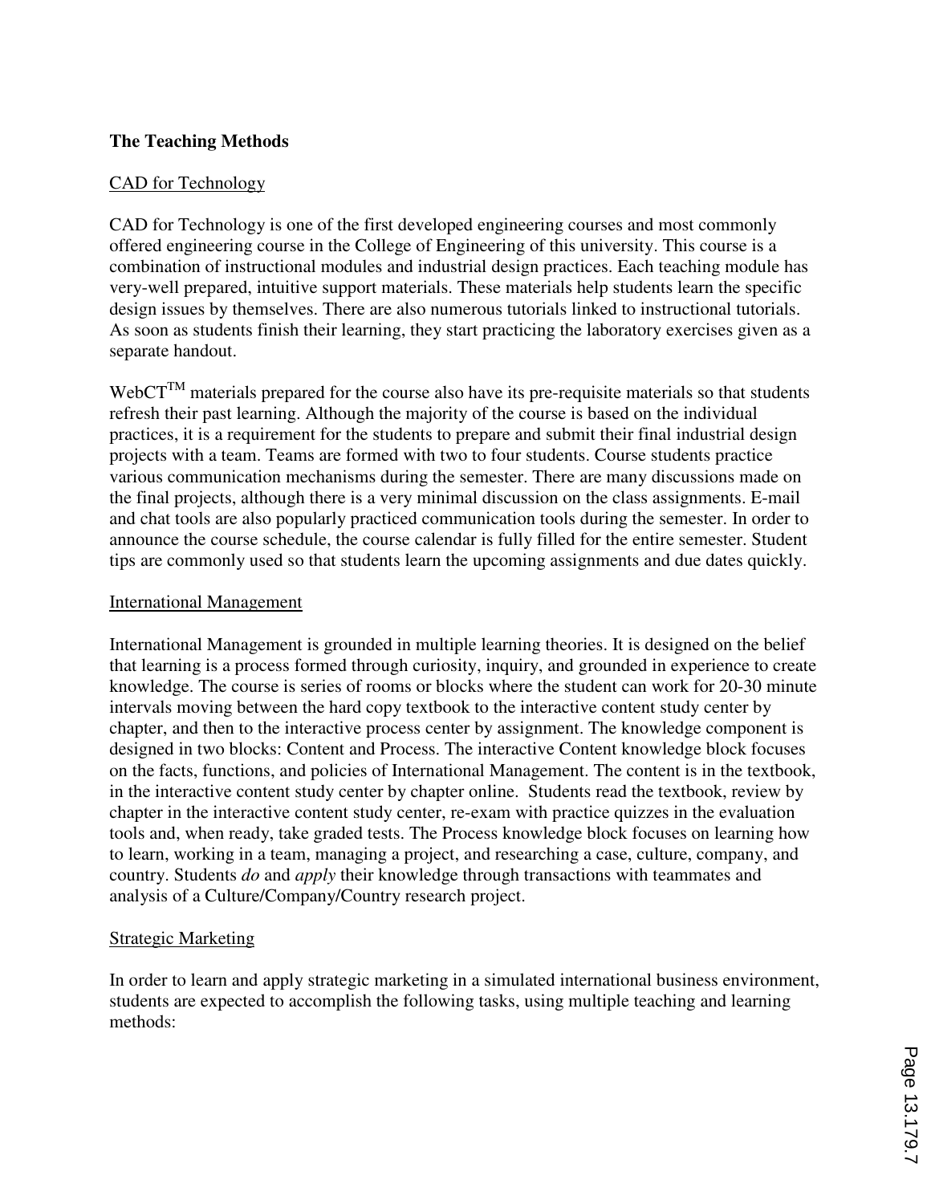**The Teaching Methods**

CAD for Technology

CAD for Technology is one of the first developed engineering courses and most commonly offered engineering course in the College of Engineering of this university. This course is a combination of instructional modules and industrial design practices. Each teaching module has very-well prepared, intuitive support materials. These materials help students learn the specific design issues by themselves. There are also numerous tutorials linked to instructional tutorials. As soon as students finish their learning, they start practicing the laboratory exercises given as a separate handout.

WebCT$^{TM}$ materials prepared for the course also have its pre-requisite materials so that students refresh their past learning. Although the majority of the course is based on the individual practices, it is a requirement for the students to prepare and submit their final industrial design projects with a team. Teams are formed with two to four students. Course students practice various communication mechanisms during the semester. There are many discussions made on the final projects, although there is a very minimal discussion on the class assignments. E-mail and chat tools are also popularly practiced communication tools during the semester. In order to announce the course schedule, the course calendar is fully filled for the entire semester. Student tips are commonly used so that students learn the upcoming assignments and due dates quickly.

International Management

International Management is grounded in multiple learning theories. It is designed on the belief that learning is a process formed through curiosity, inquiry, and grounded in experience to create knowledge. The course is series of rooms or blocks where the student can work for 20-30 minute intervals moving between the hard copy textbook to the interactive content study center by chapter, and then to the interactive process center by assignment. The knowledge component is designed in two blocks: Content and Process. The interactive Content knowledge block focuses on the facts, functions, and policies of International Management. The content is in the textbook, in the interactive content study center by chapter online. Students read the textbook, review by chapter in the interactive content study center, re-exam with practice quizzes in the evaluation tools and, when ready, take graded tests. The Process knowledge block focuses on learning how to learn, working in a team, managing a project, and researching a case, culture, company, and country. Students *do* and *apply* their knowledge through transactions with teammates and analysis of a Culture/Company/Country research project.

Strategic Marketing

In order to learn and apply strategic marketing in a simulated international business environment, students are expected to accomplish the following tasks, using multiple teaching and learning methods: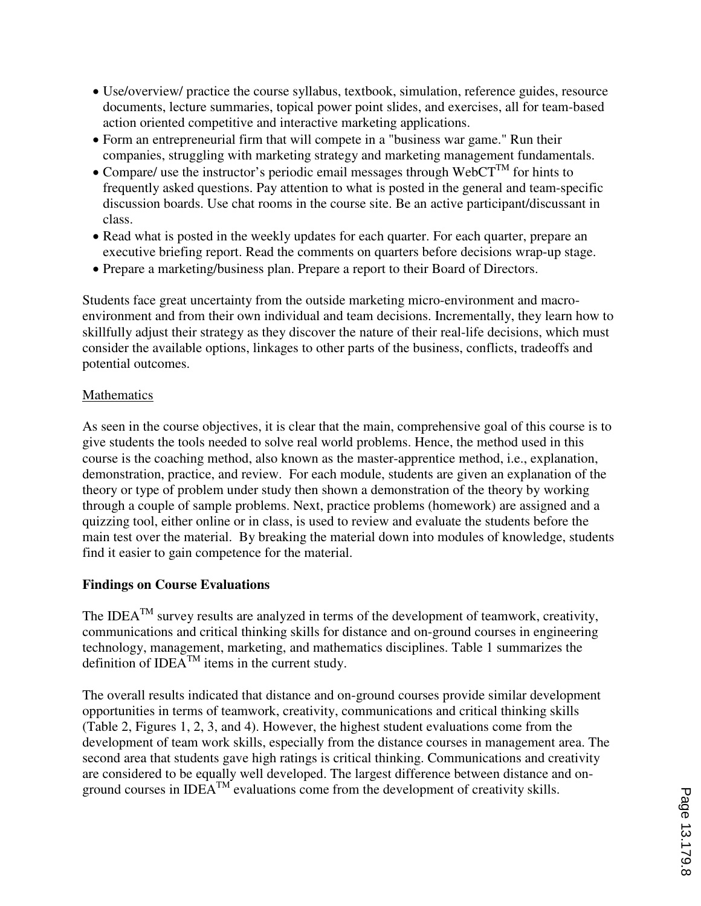- Use/overview/ practice the course syllabus, textbook, simulation, reference guides, resource documents, lecture summaries, topical power point slides, and exercises, all for team-based action oriented competitive and interactive marketing applications.
- Form an entrepreneurial firm that will compete in a "business war game." Run their companies, struggling with marketing strategy and marketing management fundamentals.
- Compare/ use the instructor's periodic email messages through WebCT™ for hints to frequently asked questions. Pay attention to what is posted in the general and team-specific discussion boards. Use chat rooms in the course site. Be an active participant/discussant in class.
- Read what is posted in the weekly updates for each quarter. For each quarter, prepare an executive briefing report. Read the comments on quarters before decisions wrap-up stage.
- Prepare a marketing/business plan. Prepare a report to their Board of Directors.

Students face great uncertainty from the outside marketing micro-environment and macro-environment and from their own individual and team decisions. Incrementally, they learn how to skillfully adjust their strategy as they discover the nature of their real-life decisions, which must consider the available options, linkages to other parts of the business, conflicts, tradeoffs and potential outcomes.

Mathematics

As seen in the course objectives, it is clear that the main, comprehensive goal of this course is to give students the tools needed to solve real world problems. Hence, the method used in this course is the coaching method, also known as the master-apprentice method, i.e., explanation, demonstration, practice, and review. For each module, students are given an explanation of the theory or type of problem under study then shown a demonstration of the theory by working through a couple of sample problems. Next, practice problems (homework) are assigned and a quizzing tool, either online or in class, is used to review and evaluate the students before the main test over the material. By breaking the material down into modules of knowledge, students find it easier to gain competence for the material.

**Findings on Course Evaluations**

The IDEA™ survey results are analyzed in terms of the development of teamwork, creativity, communications and critical thinking skills for distance and on-ground courses in engineering technology, management, marketing, and mathematics disciplines. Table 1 summarizes the definition of IDEA™ items in the current study.

The overall results indicated that distance and on-ground courses provide similar development opportunities in terms of teamwork, creativity, communications and critical thinking skills (Table 2, Figures 1, 2, 3, and 4). However, the highest student evaluations come from the development of team work skills, especially from the distance courses in management area. The second area that students gave high ratings is critical thinking. Communications and creativity are considered to be equally well developed. The largest difference between distance and on-ground courses in IDEA™ evaluations come from the development of creativity skills.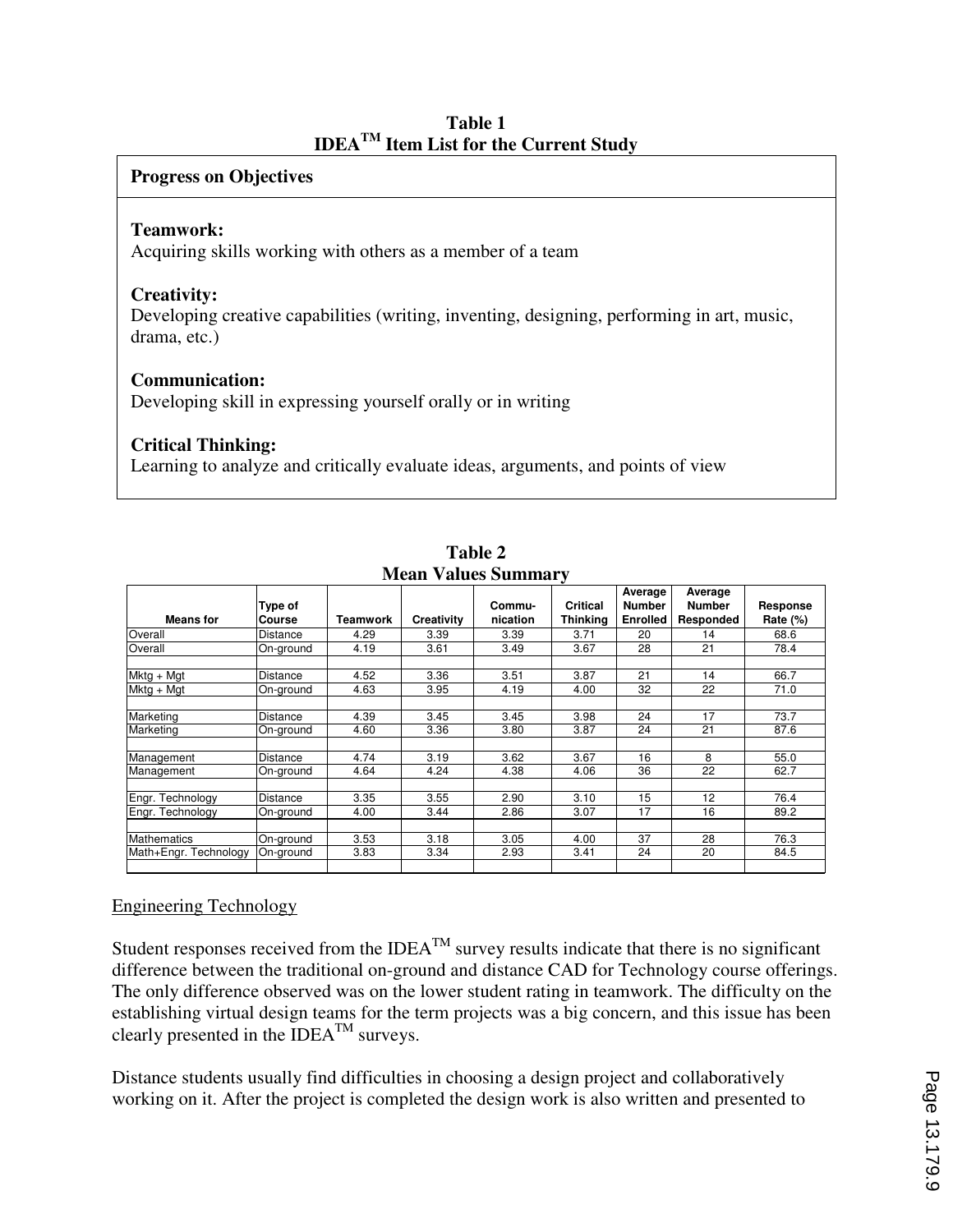**Table 1**
**IDEA™ Item List for the Current Study**

| **Progress on Objectives** |
|---|
| **Teamwork:** Acquiring skills working with others as a member of a team |
| **Creativity:** Developing creative capabilities (writing, inventing, designing, performing in art, music, drama, etc.) |
| **Communication:** Developing skill in expressing yourself orally or in writing |
| **Critical Thinking:** Learning to analyze and critically evaluate ideas, arguments, and points of view |

**Table 2**
**Mean Values Summary**

| Means for | Type of Course | Teamwork | Creativity | Commu-nication | Critical Thinking | Average Number Enrolled | Average Number Responded | Response Rate (%) |
|---|---|---|---|---|---|---|---|---|
| Overall | Distance | 4.29 | 3.39 | 3.39 | 3.71 | 20 | 14 | 68.6 |
| Overall | On-ground | 4.19 | 3.61 | 3.49 | 3.67 | 28 | 21 | 78.4 |
| | | | | | | | | |
| Mktg + Mgt | Distance | 4.52 | 3.36 | 3.51 | 3.87 | 21 | 14 | 66.7 |
| Mktg + Mgt | On-ground | 4.63 | 3.95 | 4.19 | 4.00 | 32 | 22 | 71.0 |
| | | | | | | | | |
| Marketing | Distance | 4.39 | 3.45 | 3.45 | 3.98 | 24 | 17 | 73.7 |
| Marketing | On-ground | 4.60 | 3.36 | 3.80 | 3.87 | 24 | 21 | 87.6 |
| | | | | | | | | |
| Management | Distance | 4.74 | 3.19 | 3.62 | 3.67 | 16 | 8 | 55.0 |
| Management | On-ground | 4.64 | 4.24 | 4.38 | 4.06 | 36 | 22 | 62.7 |
| | | | | | | | | |
| Engr. Technology | Distance | 3.35 | 3.55 | 2.90 | 3.10 | 15 | 12 | 76.4 |
| Engr. Technology | On-ground | 4.00 | 3.44 | 2.86 | 3.07 | 17 | 16 | 89.2 |
| | | | | | | | | |
| Mathematics | On-ground | 3.53 | 3.18 | 3.05 | 4.00 | 37 | 28 | 76.3 |
| Math+Engr. Technology | On-ground | 3.83 | 3.34 | 2.93 | 3.41 | 24 | 20 | 84.5 |

Engineering Technology

Student responses received from the IDEA™ survey results indicate that there is no significant difference between the traditional on-ground and distance CAD for Technology course offerings. The only difference observed was on the lower student rating in teamwork. The difficulty on the establishing virtual design teams for the term projects was a big concern, and this issue has been clearly presented in the IDEA™ surveys.

Distance students usually find difficulties in choosing a design project and collaboratively working on it. After the project is completed the design work is also written and presented to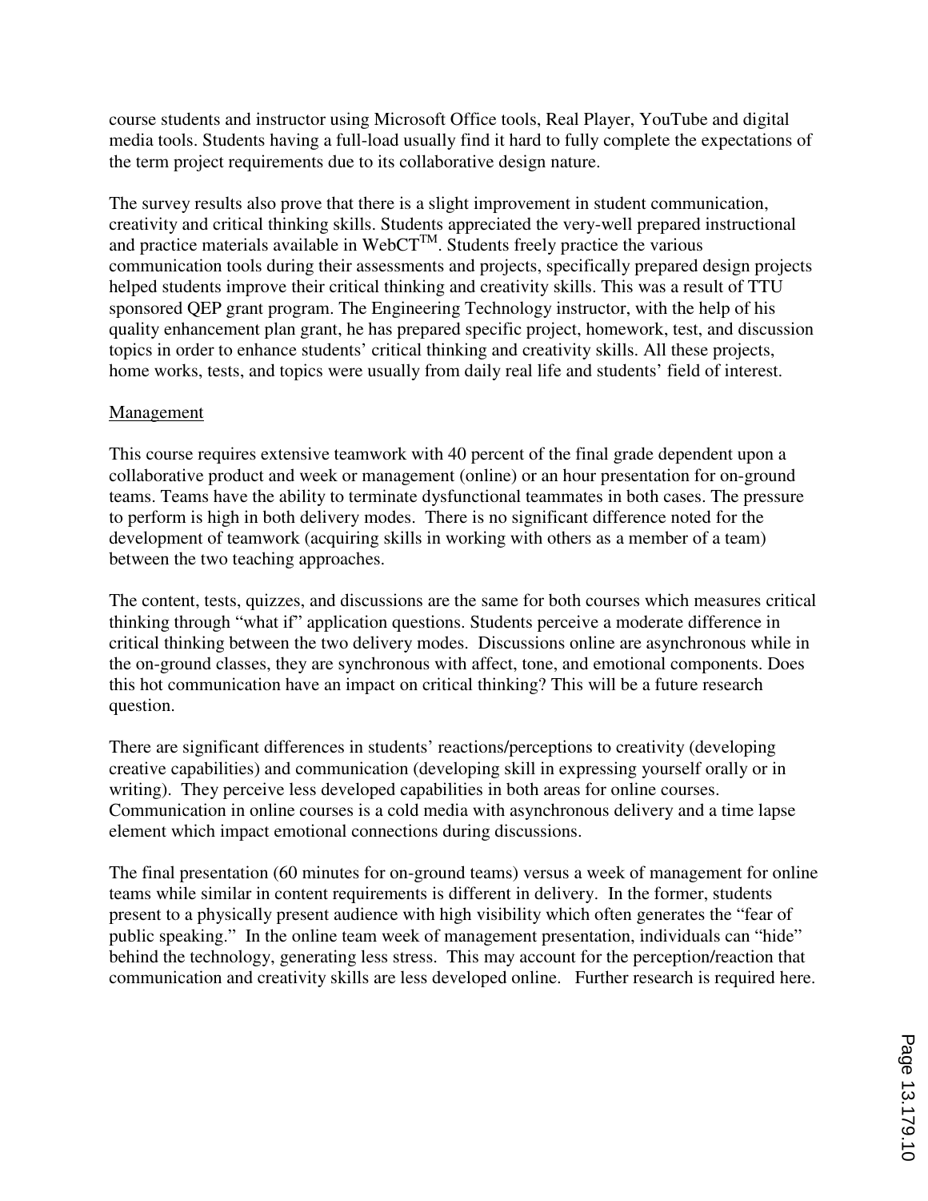course students and instructor using Microsoft Office tools, Real Player, YouTube and digital media tools. Students having a full-load usually find it hard to fully complete the expectations of the term project requirements due to its collaborative design nature.

The survey results also prove that there is a slight improvement in student communication, creativity and critical thinking skills. Students appreciated the very-well prepared instructional and practice materials available in WebCT$^{TM}$. Students freely practice the various communication tools during their assessments and projects, specifically prepared design projects helped students improve their critical thinking and creativity skills. This was a result of TTU sponsored QEP grant program. The Engineering Technology instructor, with the help of his quality enhancement plan grant, he has prepared specific project, homework, test, and discussion topics in order to enhance students' critical thinking and creativity skills. All these projects, home works, tests, and topics were usually from daily real life and students' field of interest.

<u>Management</u>

This course requires extensive teamwork with 40 percent of the final grade dependent upon a collaborative product and week or management (online) or an hour presentation for on-ground teams. Teams have the ability to terminate dysfunctional teammates in both cases. The pressure to perform is high in both delivery modes. There is no significant difference noted for the development of teamwork (acquiring skills in working with others as a member of a team) between the two teaching approaches.

The content, tests, quizzes, and discussions are the same for both courses which measures critical thinking through "what if" application questions. Students perceive a moderate difference in critical thinking between the two delivery modes. Discussions online are asynchronous while in the on-ground classes, they are synchronous with affect, tone, and emotional components. Does this hot communication have an impact on critical thinking? This will be a future research question.

There are significant differences in students' reactions/perceptions to creativity (developing creative capabilities) and communication (developing skill in expressing yourself orally or in writing). They perceive less developed capabilities in both areas for online courses. Communication in online courses is a cold media with asynchronous delivery and a time lapse element which impact emotional connections during discussions.

The final presentation (60 minutes for on-ground teams) versus a week of management for online teams while similar in content requirements is different in delivery. In the former, students present to a physically present audience with high visibility which often generates the "fear of public speaking." In the online team week of management presentation, individuals can "hide" behind the technology, generating less stress. This may account for the perception/reaction that communication and creativity skills are less developed online. Further research is required here.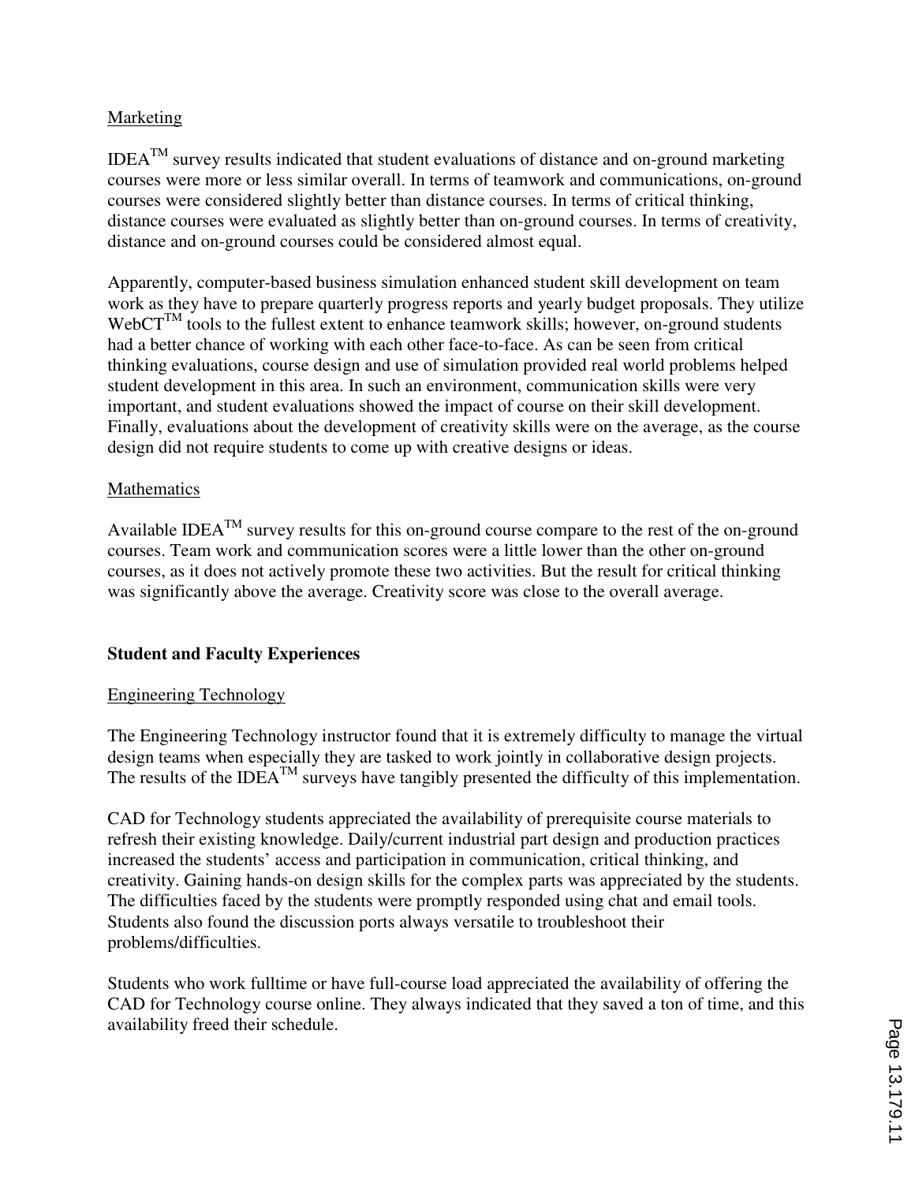Marketing

IDEA™ survey results indicated that student evaluations of distance and on-ground marketing courses were more or less similar overall. In terms of teamwork and communications, on-ground courses were considered slightly better than distance courses. In terms of critical thinking, distance courses were evaluated as slightly better than on-ground courses. In terms of creativity, distance and on-ground courses could be considered almost equal.

Apparently, computer-based business simulation enhanced student skill development on team work as they have to prepare quarterly progress reports and yearly budget proposals. They utilize WebCT™ tools to the fullest extent to enhance teamwork skills; however, on-ground students had a better chance of working with each other face-to-face. As can be seen from critical thinking evaluations, course design and use of simulation provided real world problems helped student development in this area. In such an environment, communication skills were very important, and student evaluations showed the impact of course on their skill development. Finally, evaluations about the development of creativity skills were on the average, as the course design did not require students to come up with creative designs or ideas.

Mathematics

Available IDEA™ survey results for this on-ground course compare to the rest of the on-ground courses. Team work and communication scores were a little lower than the other on-ground courses, as it does not actively promote these two activities. But the result for critical thinking was significantly above the average. Creativity score was close to the overall average.

## Student and Faculty Experiences

Engineering Technology

The Engineering Technology instructor found that it is extremely difficulty to manage the virtual design teams when especially they are tasked to work jointly in collaborative design projects. The results of the IDEA™ surveys have tangibly presented the difficulty of this implementation.

CAD for Technology students appreciated the availability of prerequisite course materials to refresh their existing knowledge. Daily/current industrial part design and production practices increased the students' access and participation in communication, critical thinking, and creativity. Gaining hands-on design skills for the complex parts was appreciated by the students. The difficulties faced by the students were promptly responded using chat and email tools. Students also found the discussion ports always versatile to troubleshoot their problems/difficulties.

Students who work fulltime or have full-course load appreciated the availability of offering the CAD for Technology course online. They always indicated that they saved a ton of time, and this availability freed their schedule.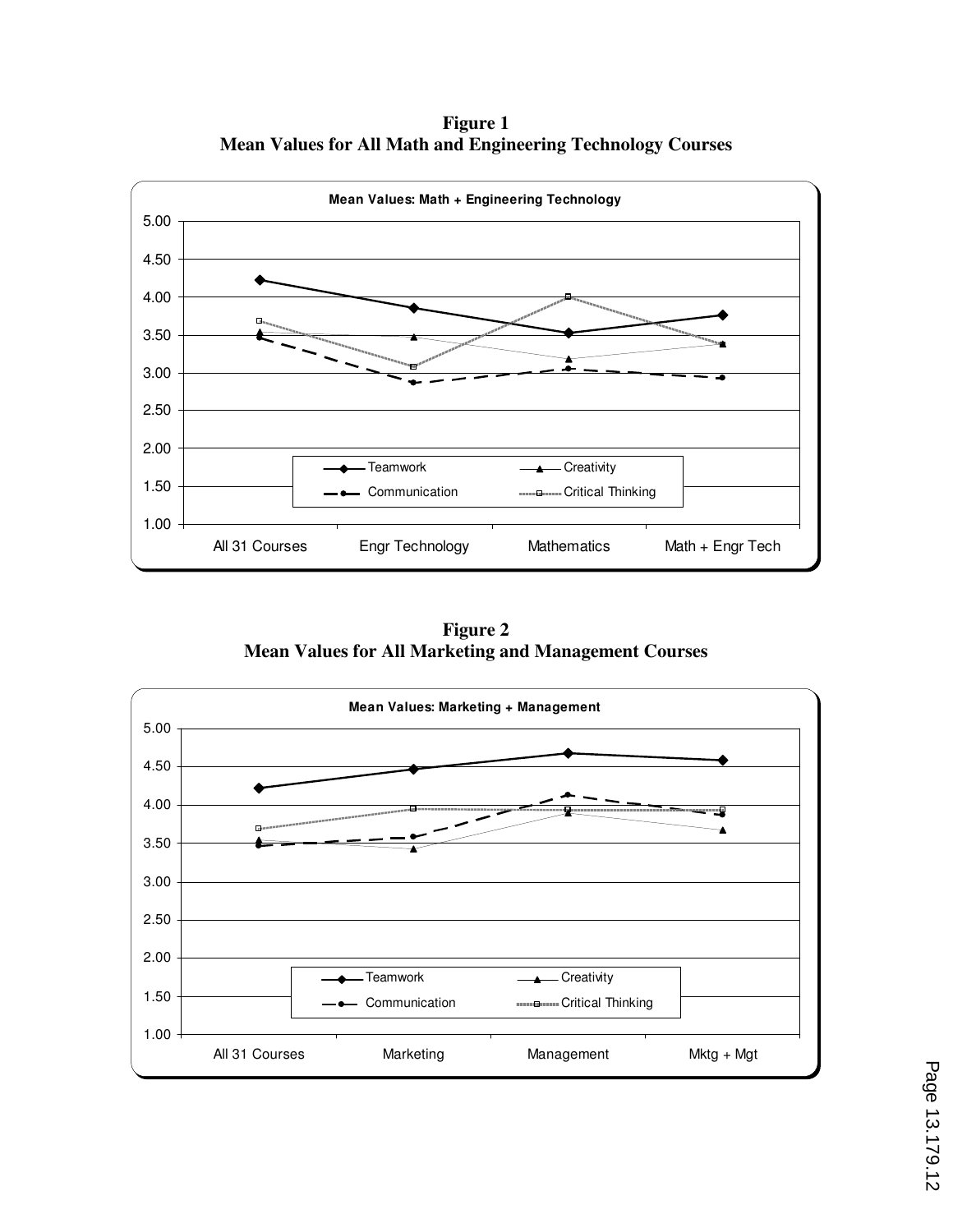**Figure 1**
**Mean Values for All Math and Engineering Technology Courses**

**Figure 2**
**Mean Values for All Marketing and Management Courses**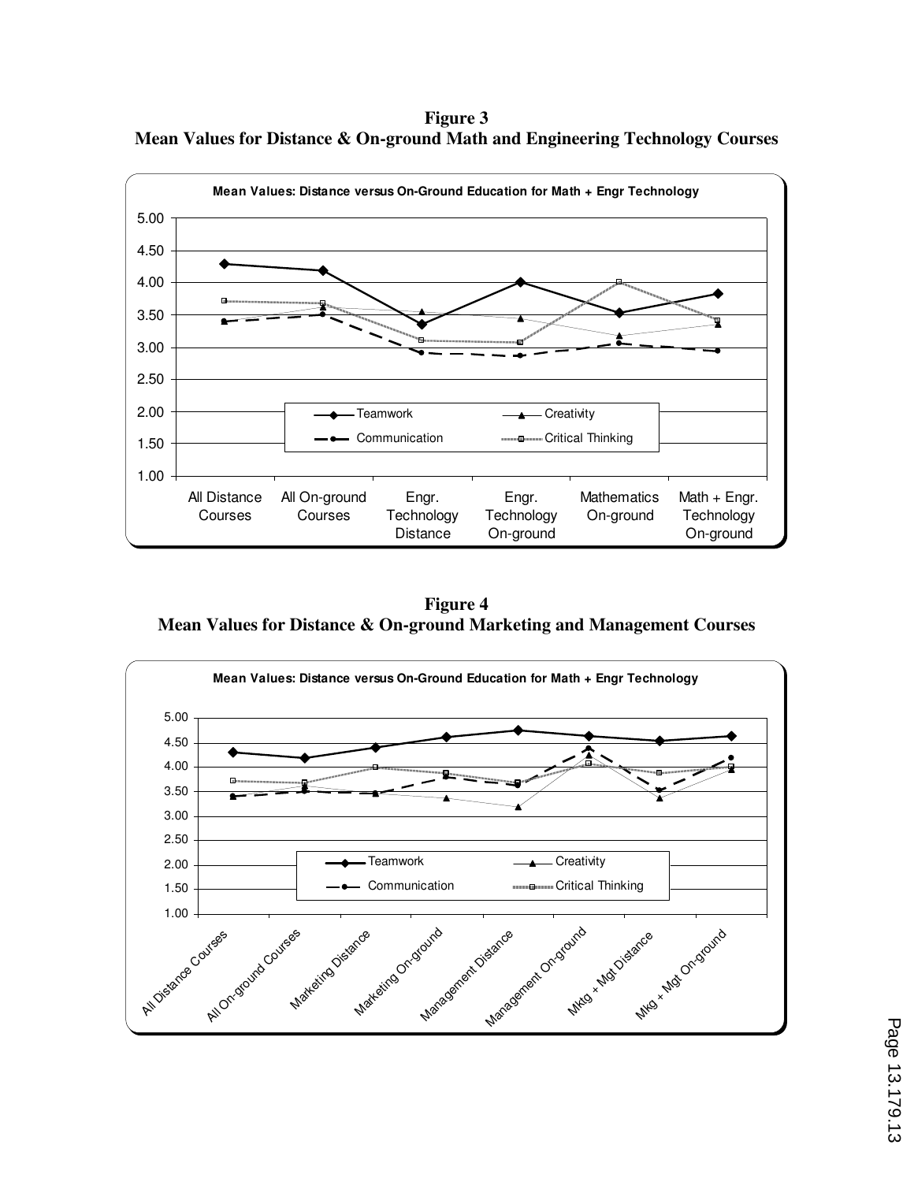**Figure 3**
**Mean Values for Distance & On-ground Math and Engineering Technology Courses**

**Figure 4**
**Mean Values for Distance & On-ground Marketing and Management Courses**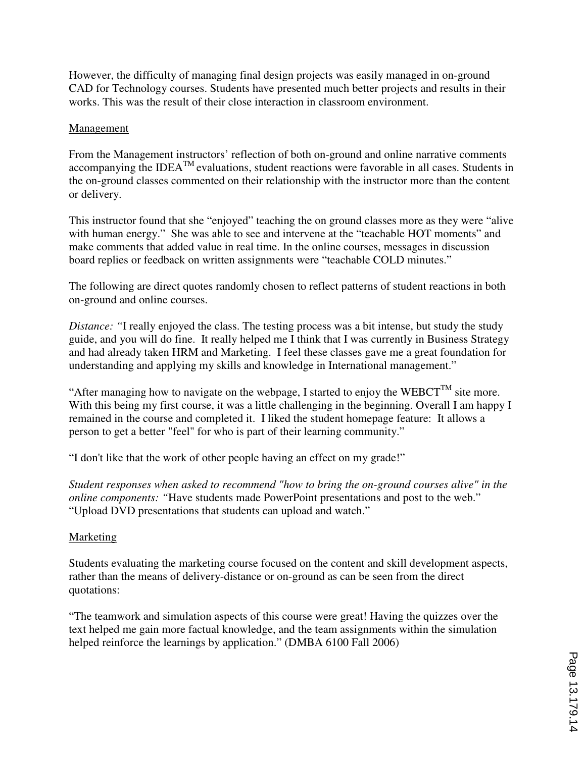However, the difficulty of managing final design projects was easily managed in on-ground CAD for Technology courses. Students have presented much better projects and results in their works. This was the result of their close interaction in classroom environment.

Management

From the Management instructors' reflection of both on-ground and online narrative comments accompanying the IDEA™ evaluations, student reactions were favorable in all cases. Students in the on-ground classes commented on their relationship with the instructor more than the content or delivery.

This instructor found that she "enjoyed" teaching the on ground classes more as they were "alive with human energy." She was able to see and intervene at the "teachable HOT moments" and make comments that added value in real time. In the online courses, messages in discussion board replies or feedback on written assignments were "teachable COLD minutes."

The following are direct quotes randomly chosen to reflect patterns of student reactions in both on-ground and online courses.

*Distance:* "I really enjoyed the class. The testing process was a bit intense, but study the study guide, and you will do fine. It really helped me I think that I was currently in Business Strategy and had already taken HRM and Marketing. I feel these classes gave me a great foundation for understanding and applying my skills and knowledge in International management."

"After managing how to navigate on the webpage, I started to enjoy the WEBCT™ site more. With this being my first course, it was a little challenging in the beginning. Overall I am happy I remained in the course and completed it. I liked the student homepage feature: It allows a person to get a better "feel" for who is part of their learning community."

"I don't like that the work of other people having an effect on my grade!"

*Student responses when asked to recommend "how to bring the on-ground courses alive" in the online components:* "Have students made PowerPoint presentations and post to the web." "Upload DVD presentations that students can upload and watch."

Marketing

Students evaluating the marketing course focused on the content and skill development aspects, rather than the means of delivery-distance or on-ground as can be seen from the direct quotations:

"The teamwork and simulation aspects of this course were great! Having the quizzes over the text helped me gain more factual knowledge, and the team assignments within the simulation helped reinforce the learnings by application." (DMBA 6100 Fall 2006)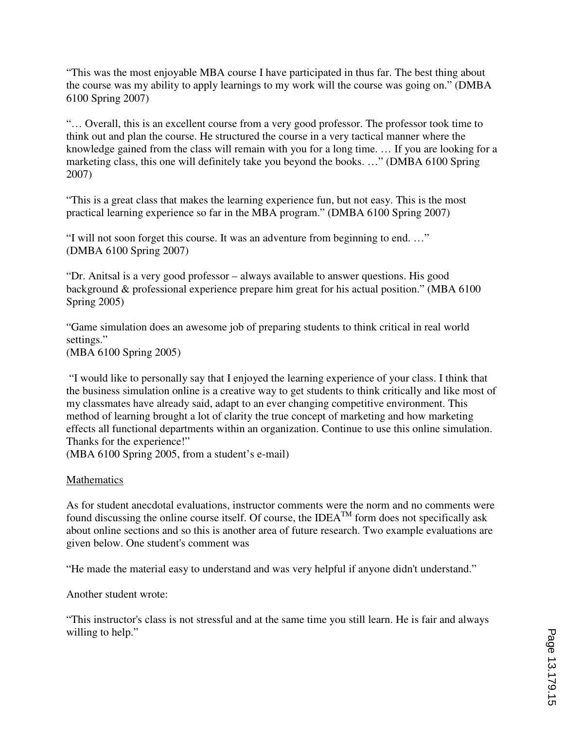"This was the most enjoyable MBA course I have participated in thus far. The best thing about the course was my ability to apply learnings to my work will the course was going on." (DMBA 6100 Spring 2007)

"… Overall, this is an excellent course from a very good professor. The professor took time to think out and plan the course. He structured the course in a very tactical manner where the knowledge gained from the class will remain with you for a long time. … If you are looking for a marketing class, this one will definitely take you beyond the books. …" (DMBA 6100 Spring 2007)

"This is a great class that makes the learning experience fun, but not easy. This is the most practical learning experience so far in the MBA program." (DMBA 6100 Spring 2007)

"I will not soon forget this course. It was an adventure from beginning to end. …" (DMBA 6100 Spring 2007)

"Dr. Anitsal is a very good professor – always available to answer questions. His good background & professional experience prepare him great for his actual position." (MBA 6100 Spring 2005)

"Game simulation does an awesome job of preparing students to think critical in real world settings."
(MBA 6100 Spring 2005)

"I would like to personally say that I enjoyed the learning experience of your class. I think that the business simulation online is a creative way to get students to think critically and like most of my classmates have already said, adapt to an ever changing competitive environment. This method of learning brought a lot of clarity the true concept of marketing and how marketing effects all functional departments within an organization. Continue to use this online simulation. Thanks for the experience!"
(MBA 6100 Spring 2005, from a student's e-mail)

Mathematics

As for student anecdotal evaluations, instructor comments were the norm and no comments were found discussing the online course itself. Of course, the IDEA™ form does not specifically ask about online sections and so this is another area of future research. Two example evaluations are given below. One student's comment was

"He made the material easy to understand and was very helpful if anyone didn't understand."

Another student wrote:

"This instructor's class is not stressful and at the same time you still learn. He is fair and always willing to help."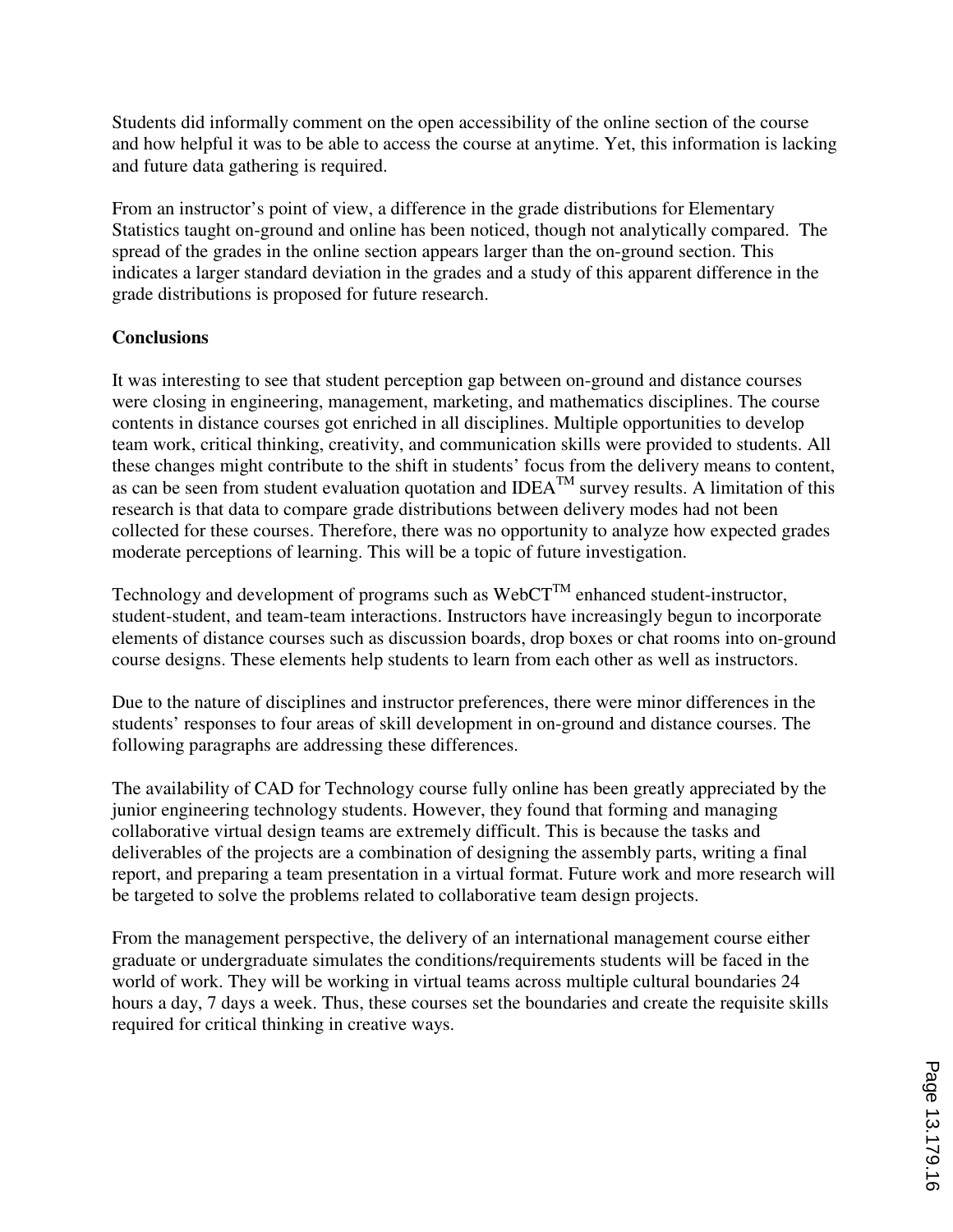Students did informally comment on the open accessibility of the online section of the course and how helpful it was to be able to access the course at anytime. Yet, this information is lacking and future data gathering is required.

From an instructor's point of view, a difference in the grade distributions for Elementary Statistics taught on-ground and online has been noticed, though not analytically compared. The spread of the grades in the online section appears larger than the on-ground section. This indicates a larger standard deviation in the grades and a study of this apparent difference in the grade distributions is proposed for future research.

**Conclusions**

It was interesting to see that student perception gap between on-ground and distance courses were closing in engineering, management, marketing, and mathematics disciplines. The course contents in distance courses got enriched in all disciplines. Multiple opportunities to develop team work, critical thinking, creativity, and communication skills were provided to students. All these changes might contribute to the shift in students' focus from the delivery means to content, as can be seen from student evaluation quotation and IDEA™ survey results. A limitation of this research is that data to compare grade distributions between delivery modes had not been collected for these courses. Therefore, there was no opportunity to analyze how expected grades moderate perceptions of learning. This will be a topic of future investigation.

Technology and development of programs such as WebCT™ enhanced student-instructor, student-student, and team-team interactions. Instructors have increasingly begun to incorporate elements of distance courses such as discussion boards, drop boxes or chat rooms into on-ground course designs. These elements help students to learn from each other as well as instructors.

Due to the nature of disciplines and instructor preferences, there were minor differences in the students' responses to four areas of skill development in on-ground and distance courses. The following paragraphs are addressing these differences.

The availability of CAD for Technology course fully online has been greatly appreciated by the junior engineering technology students. However, they found that forming and managing collaborative virtual design teams are extremely difficult. This is because the tasks and deliverables of the projects are a combination of designing the assembly parts, writing a final report, and preparing a team presentation in a virtual format. Future work and more research will be targeted to solve the problems related to collaborative team design projects.

From the management perspective, the delivery of an international management course either graduate or undergraduate simulates the conditions/requirements students will be faced in the world of work. They will be working in virtual teams across multiple cultural boundaries 24 hours a day, 7 days a week. Thus, these courses set the boundaries and create the requisite skills required for critical thinking in creative ways.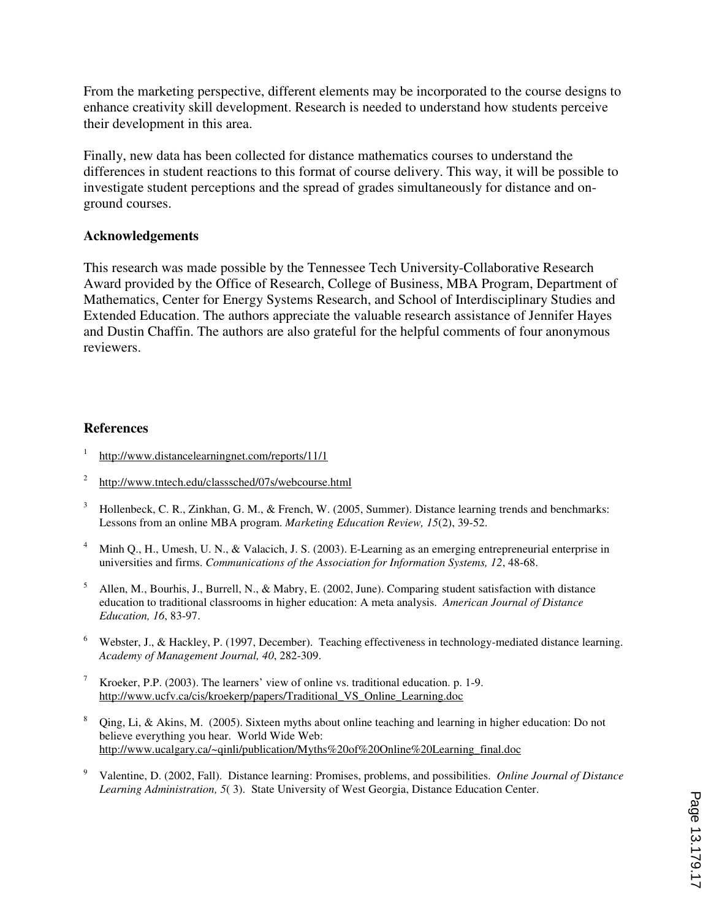From the marketing perspective, different elements may be incorporated to the course designs to enhance creativity skill development. Research is needed to understand how students perceive their development in this area.

Finally, new data has been collected for distance mathematics courses to understand the differences in student reactions to this format of course delivery. This way, it will be possible to investigate student perceptions and the spread of grades simultaneously for distance and on-ground courses.

## Acknowledgements

This research was made possible by the Tennessee Tech University-Collaborative Research Award provided by the Office of Research, College of Business, MBA Program, Department of Mathematics, Center for Energy Systems Research, and School of Interdisciplinary Studies and Extended Education. The authors appreciate the valuable research assistance of Jennifer Hayes and Dustin Chaffin. The authors are also grateful for the helpful comments of four anonymous reviewers.

## References

1. http://www.distancelearningnet.com/reports/11/1

2. http://www.tntech.edu/classsched/07s/webcourse.html

3. Hollenbeck, C. R., Zinkhan, G. M., & French, W. (2005, Summer). Distance learning trends and benchmarks: Lessons from an online MBA program. *Marketing Education Review, 15*(2), 39-52.

4. Minh Q., H., Umesh, U. N., & Valacich, J. S. (2003). E-Learning as an emerging entrepreneurial enterprise in universities and firms. *Communications of the Association for Information Systems, 12*, 48-68.

5. Allen, M., Bourhis, J., Burrell, N., & Mabry, E. (2002, June). Comparing student satisfaction with distance education to traditional classrooms in higher education: A meta analysis. *American Journal of Distance Education, 16*, 83-97.

6. Webster, J., & Hackley, P. (1997, December). Teaching effectiveness in technology-mediated distance learning. *Academy of Management Journal, 40*, 282-309.

7. Kroeker, P.P. (2003). The learners' view of online vs. traditional education. p. 1-9. http://www.ucfv.ca/cis/kroekerp/papers/Traditional_VS_Online_Learning.doc

8. Qing, Li, & Akins, M. (2005). Sixteen myths about online teaching and learning in higher education: Do not believe everything you hear. World Wide Web: http://www.ucalgary.ca/~qinli/publication/Myths%20of%20Online%20Learning_final.doc

9. Valentine, D. (2002, Fall). Distance learning: Promises, problems, and possibilities. *Online Journal of Distance Learning Administration, 5*( 3). State University of West Georgia, Distance Education Center.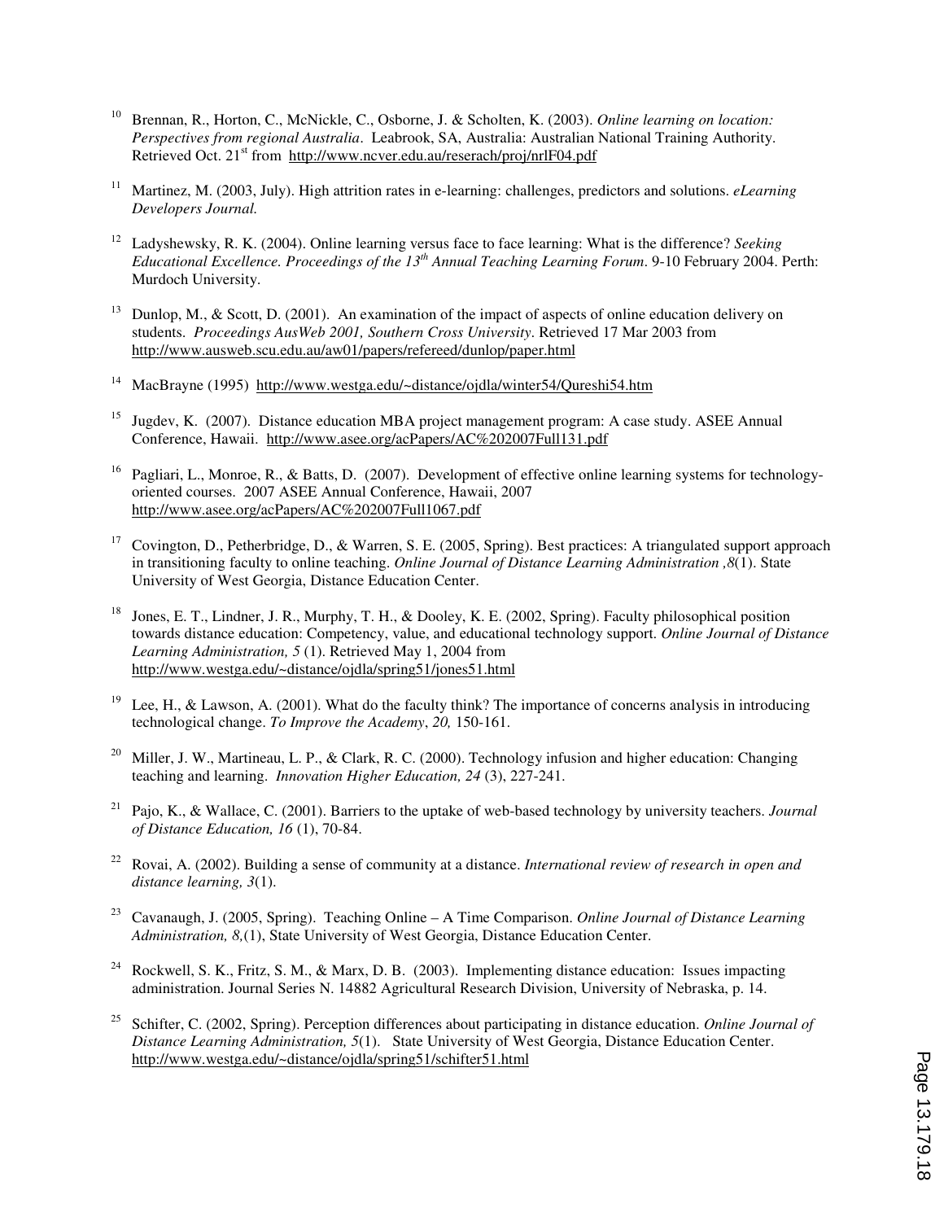[10] Brennan, R., Horton, C., McNickle, C., Osborne, J. & Scholten, K. (2003). *Online learning on location: Perspectives from regional Australia*. Leabrook, SA, Australia: Australian National Training Authority. Retrieved Oct. 21st from http://www.ncver.edu.au/reserach/proj/nrlF04.pdf

[11] Martinez, M. (2003, July). High attrition rates in e-learning: challenges, predictors and solutions. *eLearning Developers Journal.*

[12] Ladyshewsky, R. K. (2004). Online learning versus face to face learning: What is the difference? *Seeking Educational Excellence. Proceedings of the 13th Annual Teaching Learning Forum*. 9-10 February 2004. Perth: Murdoch University.

[13] Dunlop, M., & Scott, D. (2001). An examination of the impact of aspects of online education delivery on students. *Proceedings AusWeb 2001, Southern Cross University*. Retrieved 17 Mar 2003 from http://www.ausweb.scu.edu.au/aw01/papers/refereed/dunlop/paper.html

[14] MacBrayne (1995) http://www.westga.edu/~distance/ojdla/winter54/Qureshi54.htm

[15] Jugdev, K. (2007). Distance education MBA project management program: A case study. ASEE Annual Conference, Hawaii. http://www.asee.org/acPapers/AC%202007Full131.pdf

[16] Pagliari, L., Monroe, R., & Batts, D. (2007). Development of effective online learning systems for technology-oriented courses. 2007 ASEE Annual Conference, Hawaii, 2007 http://www.asee.org/acPapers/AC%202007Full1067.pdf

[17] Covington, D., Petherbridge, D., & Warren, S. E. (2005, Spring). Best practices: A triangulated support approach in transitioning faculty to online teaching. *Online Journal of Distance Learning Administration ,8*(1). State University of West Georgia, Distance Education Center.

[18] Jones, E. T., Lindner, J. R., Murphy, T. H., & Dooley, K. E. (2002, Spring). Faculty philosophical position towards distance education: Competency, value, and educational technology support. *Online Journal of Distance Learning Administration, 5* (1). Retrieved May 1, 2004 from http://www.westga.edu/~distance/ojdla/spring51/jones51.html

[19] Lee, H., & Lawson, A. (2001). What do the faculty think? The importance of concerns analysis in introducing technological change. *To Improve the Academy*, *20,* 150-161.

[20] Miller, J. W., Martineau, L. P., & Clark, R. C. (2000). Technology infusion and higher education: Changing teaching and learning. *Innovation Higher Education, 24* (3), 227-241.

[21] Pajo, K., & Wallace, C. (2001). Barriers to the uptake of web-based technology by university teachers. *Journal of Distance Education, 16* (1), 70-84.

[22] Rovai, A. (2002). Building a sense of community at a distance. *International review of research in open and distance learning, 3*(1).

[23] Cavanaugh, J. (2005, Spring). Teaching Online – A Time Comparison. *Online Journal of Distance Learning Administration, 8,*(1), State University of West Georgia, Distance Education Center.

[24] Rockwell, S. K., Fritz, S. M., & Marx, D. B. (2003). Implementing distance education: Issues impacting administration. Journal Series N. 14882 Agricultural Research Division, University of Nebraska, p. 14.

[25] Schifter, C. (2002, Spring). Perception differences about participating in distance education. *Online Journal of Distance Learning Administration, 5*(1). State University of West Georgia, Distance Education Center. http://www.westga.edu/~distance/ojdla/spring51/schifter51.html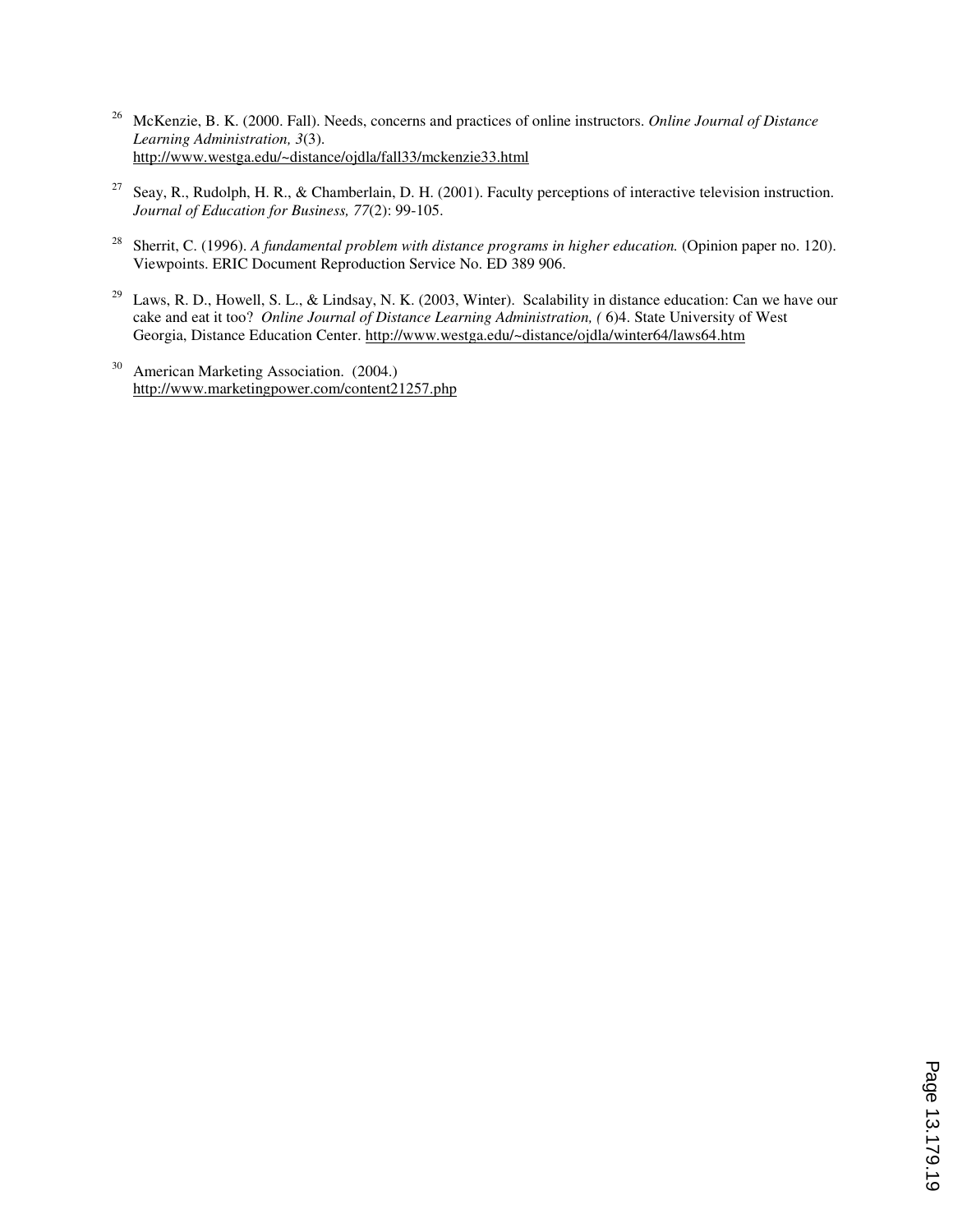[26] McKenzie, B. K. (2000. Fall). Needs, concerns and practices of online instructors. *Online Journal of Distance Learning Administration, 3*(3). http://www.westga.edu/~distance/ojdla/fall33/mckenzie33.html

[27] Seay, R., Rudolph, H. R., & Chamberlain, D. H. (2001). Faculty perceptions of interactive television instruction. *Journal of Education for Business, 77*(2): 99-105.

[28] Sherrit, C. (1996). *A fundamental problem with distance programs in higher education.* (Opinion paper no. 120). Viewpoints. ERIC Document Reproduction Service No. ED 389 906.

[29] Laws, R. D., Howell, S. L., & Lindsay, N. K. (2003, Winter). Scalability in distance education: Can we have our cake and eat it too? *Online Journal of Distance Learning Administration, (* 6)4. State University of West Georgia, Distance Education Center. http://www.westga.edu/~distance/ojdla/winter64/laws64.htm

[30] American Marketing Association. (2004.) http://www.marketingpower.com/content21257.php